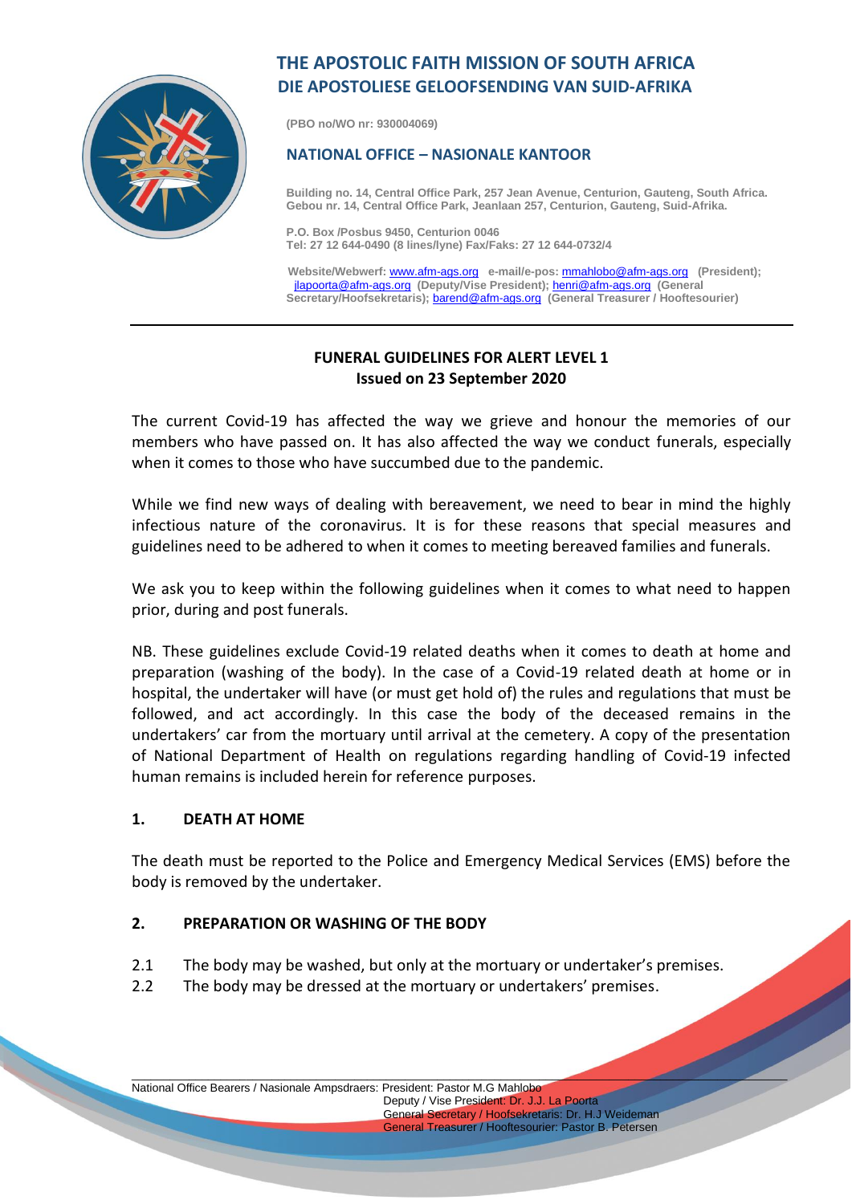# THE APOSTOLIC FAITH MISSION OF SOUTH AFRICA
# DIE APOSTOLIESE GELOOFSENDING VAN SUID-AFRIKA

**(PBO no/WO nr: 930004069)**

## NATIONAL OFFICE – NASIONALE KANTOOR

**Building no. 14, Central Office Park, 257 Jean Avenue, Centurion, Gauteng, South Africa.**
**Gebou nr. 14, Central Office Park, Jeanlaan 257, Centurion, Gauteng, Suid-Afrika.**

**P.O. Box /Posbus 9450, Centurion 0046**
**Tel: 27 12 644-0490 (8 lines/lyne) Fax/Faks: 27 12 644-0732/4**

**Website/Webwerf:** www.afm-ags.org **e-mail/e-pos:** mmahlobo@afm-ags.org **(President);** jlapoorta@afm-ags.org **(Deputy/Vise President);** henri@afm-ags.org **(General Secretary/Hoofsekretaris);** barend@afm-ags.org **(General Treasurer / Hooftesourier)**

---

**FUNERAL GUIDELINES FOR ALERT LEVEL 1**
**Issued on 23 September 2020**

The current Covid-19 has affected the way we grieve and honour the memories of our members who have passed on. It has also affected the way we conduct funerals, especially when it comes to those who have succumbed due to the pandemic.

While we find new ways of dealing with bereavement, we need to bear in mind the highly infectious nature of the coronavirus. It is for these reasons that special measures and guidelines need to be adhered to when it comes to meeting bereaved families and funerals.

We ask you to keep within the following guidelines when it comes to what need to happen prior, during and post funerals.

NB. These guidelines exclude Covid-19 related deaths when it comes to death at home and preparation (washing of the body). In the case of a Covid-19 related death at home or in hospital, the undertaker will have (or must get hold of) the rules and regulations that must be followed, and act accordingly. In this case the body of the deceased remains in the undertakers' car from the mortuary until arrival at the cemetery. A copy of the presentation of National Department of Health on regulations regarding handling of Covid-19 infected human remains is included herein for reference purposes.

### 1. DEATH AT HOME

The death must be reported to the Police and Emergency Medical Services (EMS) before the body is removed by the undertaker.

### 2. PREPARATION OR WASHING OF THE BODY

2.1 The body may be washed, but only at the mortuary or undertaker's premises.
2.2 The body may be dressed at the mortuary or undertakers' premises.

National Office Bearers / Nasionale Ampsdraers: President: Pastor M.G Mahlobo
Deputy / Vise President: Dr. J.J. La Poorta
General Secretary / Hoofsekretaris: Dr. H.J Weideman
General Treasurer / Hooftesourier: Pastor B. Petersen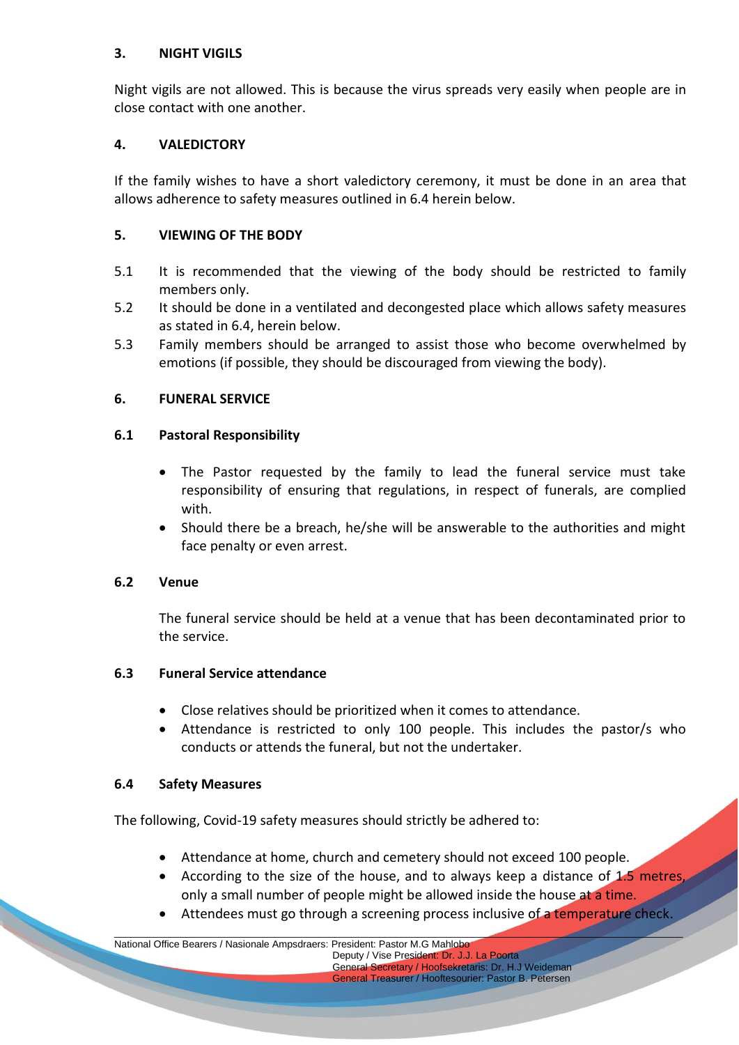## 3. NIGHT VIGILS

Night vigils are not allowed. This is because the virus spreads very easily when people are in close contact with one another.

## 4. VALEDICTORY

If the family wishes to have a short valedictory ceremony, it must be done in an area that allows adherence to safety measures outlined in 6.4 herein below.

## 5. VIEWING OF THE BODY

5.1 It is recommended that the viewing of the body should be restricted to family members only.

5.2 It should be done in a ventilated and decongested place which allows safety measures as stated in 6.4, herein below.

5.3 Family members should be arranged to assist those who become overwhelmed by emotions (if possible, they should be discouraged from viewing the body).

## 6. FUNERAL SERVICE

### 6.1 Pastoral Responsibility

- The Pastor requested by the family to lead the funeral service must take responsibility of ensuring that regulations, in respect of funerals, are complied with.
- Should there be a breach, he/she will be answerable to the authorities and might face penalty or even arrest.

### 6.2 Venue

The funeral service should be held at a venue that has been decontaminated prior to the service.

### 6.3 Funeral Service attendance

- Close relatives should be prioritized when it comes to attendance.
- Attendance is restricted to only 100 people. This includes the pastor/s who conducts or attends the funeral, but not the undertaker.

### 6.4 Safety Measures

The following, Covid-19 safety measures should strictly be adhered to:

- Attendance at home, church and cemetery should not exceed 100 people.
- According to the size of the house, and to always keep a distance of 1.5 metres, only a small number of people might be allowed inside the house at a time.
- Attendees must go through a screening process inclusive of a temperature check.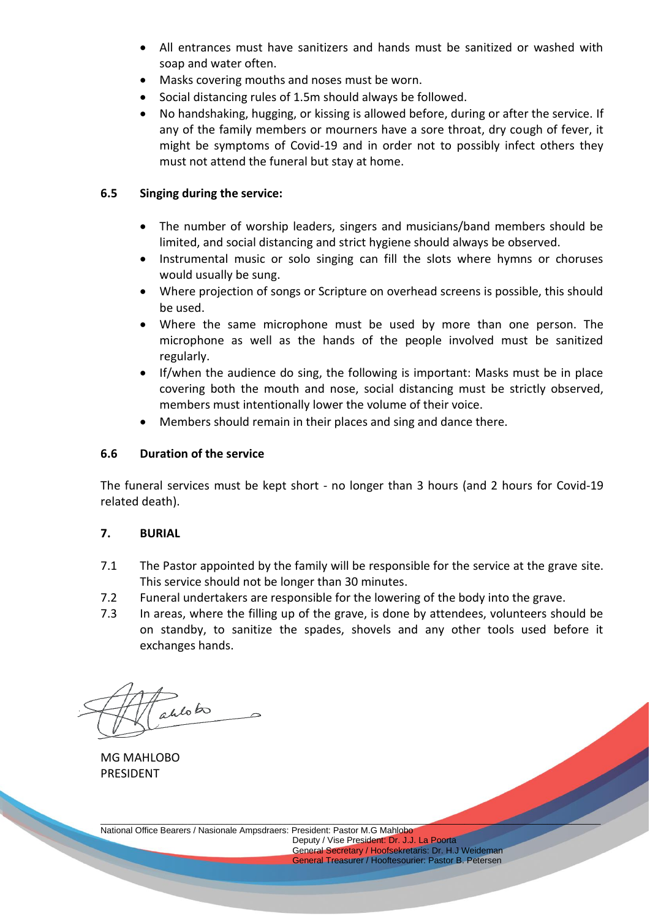- All entrances must have sanitizers and hands must be sanitized or washed with soap and water often.
- Masks covering mouths and noses must be worn.
- Social distancing rules of 1.5m should always be followed.
- No handshaking, hugging, or kissing is allowed before, during or after the service. If any of the family members or mourners have a sore throat, dry cough of fever, it might be symptoms of Covid-19 and in order not to possibly infect others they must not attend the funeral but stay at home.

### 6.5 Singing during the service:

- The number of worship leaders, singers and musicians/band members should be limited, and social distancing and strict hygiene should always be observed.
- Instrumental music or solo singing can fill the slots where hymns or choruses would usually be sung.
- Where projection of songs or Scripture on overhead screens is possible, this should be used.
- Where the same microphone must be used by more than one person. The microphone as well as the hands of the people involved must be sanitized regularly.
- If/when the audience do sing, the following is important: Masks must be in place covering both the mouth and nose, social distancing must be strictly observed, members must intentionally lower the volume of their voice.
- Members should remain in their places and sing and dance there.

### 6.6 Duration of the service

The funeral services must be kept short - no longer than 3 hours (and 2 hours for Covid-19 related death).

## 7. BURIAL

7.1 The Pastor appointed by the family will be responsible for the service at the grave site. This service should not be longer than 30 minutes.

7.2 Funeral undertakers are responsible for the lowering of the body into the grave.

7.3 In areas, where the filling up of the grave, is done by attendees, volunteers should be on standby, to sanitize the spades, shovels and any other tools used before it exchanges hands.

MG MAHLOBO
PRESIDENT

National Office Bearers / Nasionale Ampsdraers: President: Pastor M.G Mahlobo
Deputy / Vise President: Dr. J.J. La Poorta
General Secretary / Hoofsekretaris: Dr. H.J Weideman
General Treasurer / Hooftesourier: Pastor B. Petersen